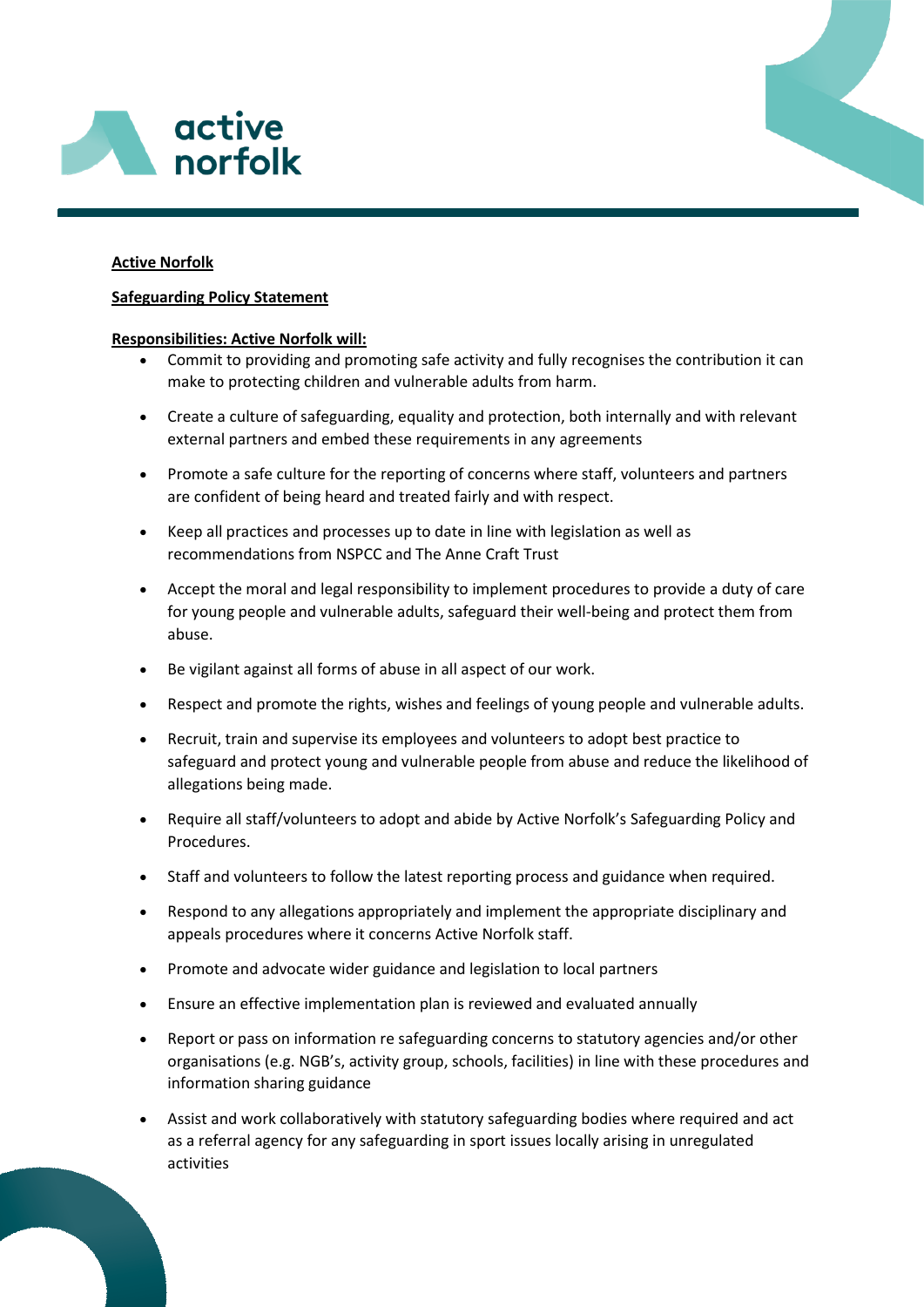**Active Norfolk**

**Safeguarding Policy Statement**

**Responsibilities: Active Norfolk will:**

- Commit to providing and promoting safe activity and fully recognises the contribution it can make to protecting children and vulnerable adults from harm.
- Create a culture of safeguarding, equality and protection, both internally and with relevant external partners and embed these requirements in any agreements
- Promote a safe culture for the reporting of concerns where staff, volunteers and partners are confident of being heard and treated fairly and with respect.
- Keep all practices and processes up to date in line with legislation as well as recommendations from NSPCC and The Anne Craft Trust
- Accept the moral and legal responsibility to implement procedures to provide a duty of care for young people and vulnerable adults, safeguard their well-being and protect them from abuse.
- Be vigilant against all forms of abuse in all aspect of our work.
- Respect and promote the rights, wishes and feelings of young people and vulnerable adults.
- Recruit, train and supervise its employees and volunteers to adopt best practice to safeguard and protect young and vulnerable people from abuse and reduce the likelihood of allegations being made.
- Require all staff/volunteers to adopt and abide by Active Norfolk's Safeguarding Policy and Procedures.
- Staff and volunteers to follow the latest reporting process and guidance when required.
- Respond to any allegations appropriately and implement the appropriate disciplinary and appeals procedures where it concerns Active Norfolk staff.
- Promote and advocate wider guidance and legislation to local partners
- Ensure an effective implementation plan is reviewed and evaluated annually
- Report or pass on information re safeguarding concerns to statutory agencies and/or other organisations (e.g. NGB's, activity group, schools, facilities) in line with these procedures and information sharing guidance
- Assist and work collaboratively with statutory safeguarding bodies where required and act as a referral agency for any safeguarding in sport issues locally arising in unregulated activities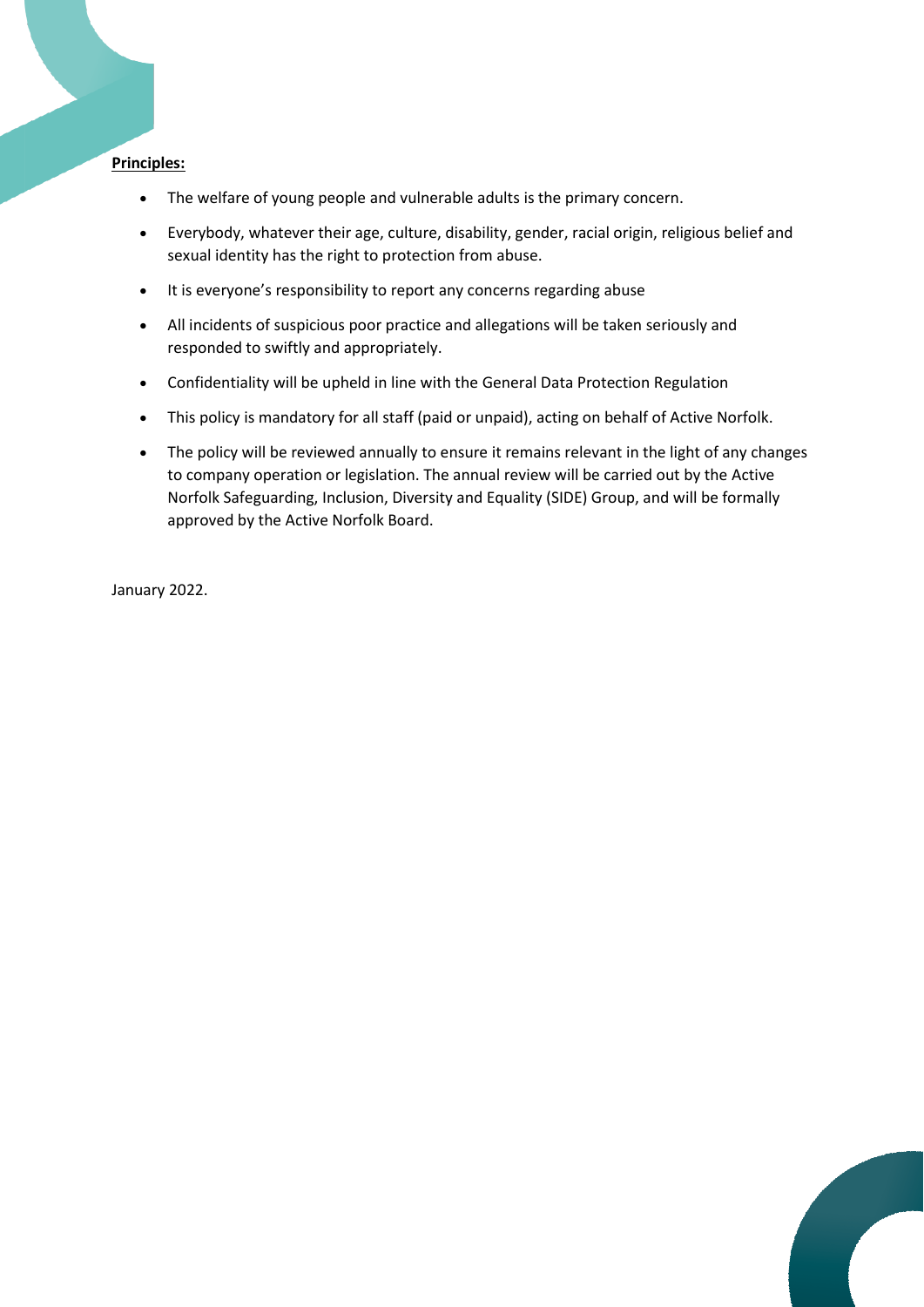**Principles:**

- The welfare of young people and vulnerable adults is the primary concern.
- Everybody, whatever their age, culture, disability, gender, racial origin, religious belief and sexual identity has the right to protection from abuse.
- It is everyone's responsibility to report any concerns regarding abuse
- All incidents of suspicious poor practice and allegations will be taken seriously and responded to swiftly and appropriately.
- Confidentiality will be upheld in line with the General Data Protection Regulation
- This policy is mandatory for all staff (paid or unpaid), acting on behalf of Active Norfolk.
- The policy will be reviewed annually to ensure it remains relevant in the light of any changes to company operation or legislation. The annual review will be carried out by the Active Norfolk Safeguarding, Inclusion, Diversity and Equality (SIDE) Group, and will be formally approved by the Active Norfolk Board.

January 2022.